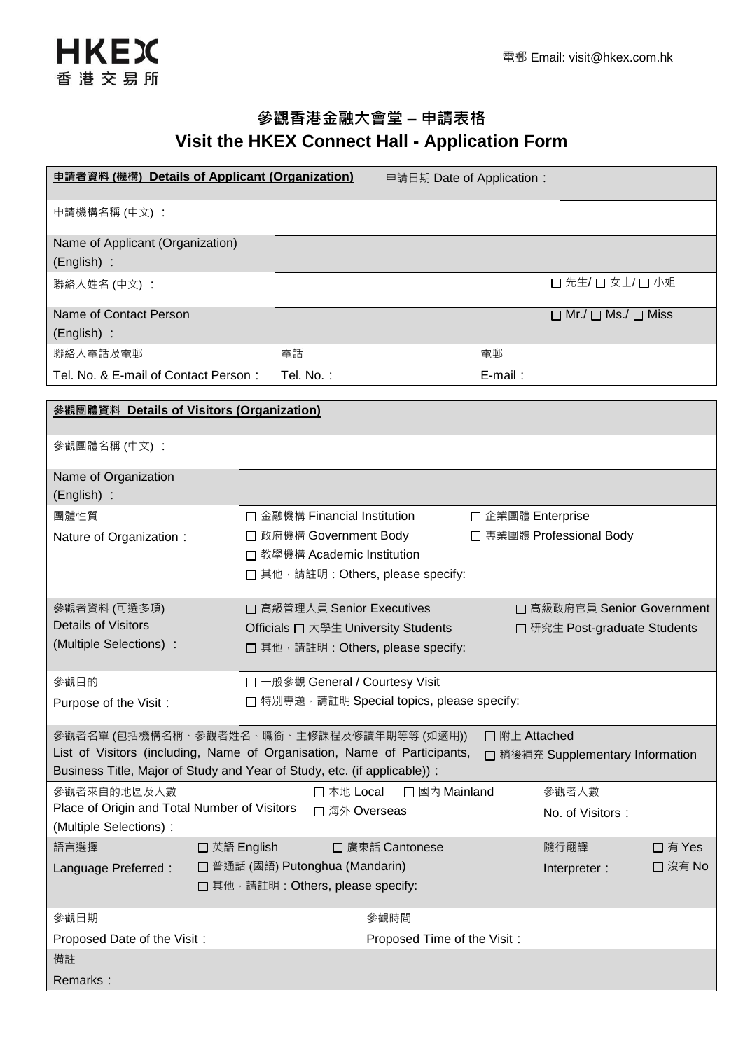HKEX
香港交易所

電郵 Email: visit@hkex.com.hk

# 參觀香港金融大會堂 – 申請表格
# Visit the HKEX Connect Hall - Application Form

| **申請者資料 (機構) Details of Applicant (Organization)** | 申請日期 Date of Application： | |
|---|---|---|
| 申請機構名稱 (中文) ： | | |
| Name of Applicant (Organization) (English) ： | | |
| 聯絡人姓名 (中文) ： | | ☐ 先生/ ☐ 女士/ ☐ 小姐 |
| Name of Contact Person (English) ： | | ☐ Mr./ ☐ Ms./ ☐ Miss |
| 聯絡人電話及電郵 Tel. No. & E-mail of Contact Person： | 電話 Tel. No.： | 電郵 E-mail： |

| **參觀團體資料 Details of Visitors (Organization)** | | | |
|---|---|---|---|
| 參觀團體名稱 (中文) ： | | | |
| Name of Organization (English) ： | | | |
| 團體性質 Nature of Organization： | ☐ 金融機構 Financial Institution<br>☐ 政府機構 Government Body<br>☐ 教學機構 Academic Institution<br>☐ 其他，請註明：Others, please specify: | ☐ 企業團體 Enterprise<br>☐ 專業團體 Professional Body | |
| 參觀者資料 (可選多項) Details of Visitors (Multiple Selections) ： | ☐ 高級管理人員 Senior Executives<br>☐ 高級政府官員 Senior Government Officials<br>☐ 大學生 University Students<br>☐ 研究生 Post-graduate Students<br>☐ 其他，請註明：Others, please specify: | | |
| 參觀目的 Purpose of the Visit： | ☐ 一般參觀 General / Courtesy Visit<br>☐ 特別專題，請註明 Special topics, please specify: | | |
| 參觀者名單 (包括機構名稱、參觀者姓名、職銜、主修課程及修讀年期等等 (如適用)) List of Visitors (including, Name of Organisation, Name of Participants, Business Title, Major of Study and Year of Study, etc. (if applicable))： | | ☐ 附上 Attached<br>☐ 稍後補充 Supplementary Information | |
| 參觀者來自的地區及人數 Place of Origin and Total Number of Visitors (Multiple Selections)： | ☐ 本地 Local ☐ 國內 Mainland<br>☐ 海外 Overseas | 參觀者人數 No. of Visitors： | |
| 語言選擇 Language Preferred： | ☐ 英語 English ☐ 廣東話 Cantonese<br>☐ 普通話 (國語) Putonghua (Mandarin)<br>☐ 其他，請註明：Others, please specify: | 隨行翻譯 Interpreter： | ☐ 有 Yes<br>☐ 沒有 No |
| 參觀日期 Proposed Date of the Visit： | | 參觀時間 Proposed Time of the Visit： | |
| 備註 Remarks： | | | |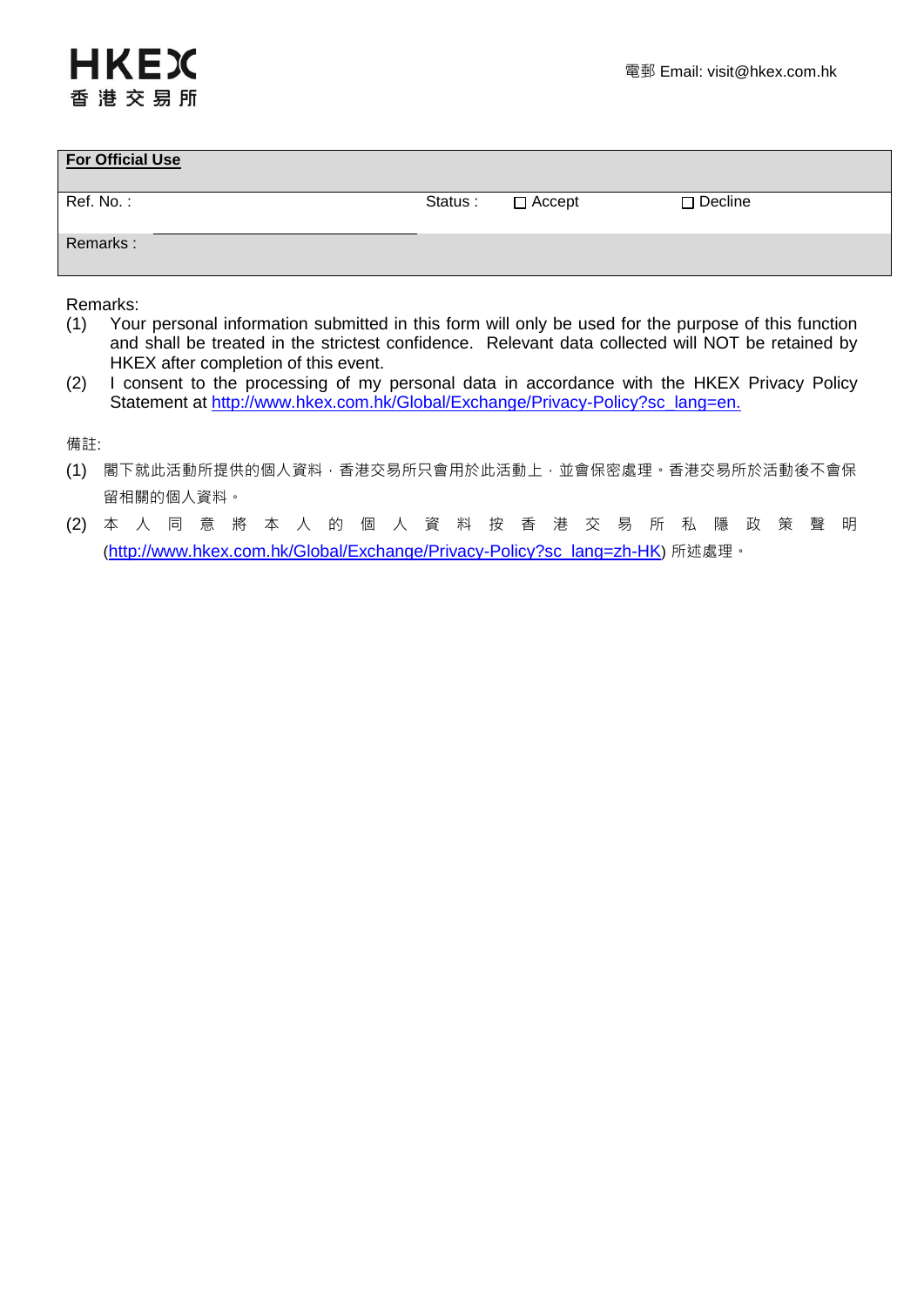HKEX
香港交易所

電郵 Email: visit@hkex.com.hk

| **For Official Use** | | | |
| --- | --- | --- | --- |
| Ref. No. : | Status : | ☐ Accept | ☐ Decline |
| Remarks : | | | |

Remarks:

(1) Your personal information submitted in this form will only be used for the purpose of this function and shall be treated in the strictest confidence. Relevant data collected will NOT be retained by HKEX after completion of this event.

(2) I consent to the processing of my personal data in accordance with the HKEX Privacy Policy Statement at http://www.hkex.com.hk/Global/Exchange/Privacy-Policy?sc_lang=en.

備註:

(1) 閣下就此活動所提供的個人資料，香港交易所只會用於此活動上，並會保密處理。香港交易所於活動後不會保留相關的個人資料。

(2) 本人同意將本人的個人資料按香港交易所私隱政策聲明 (http://www.hkex.com.hk/Global/Exchange/Privacy-Policy?sc_lang=zh-HK) 所述處理。